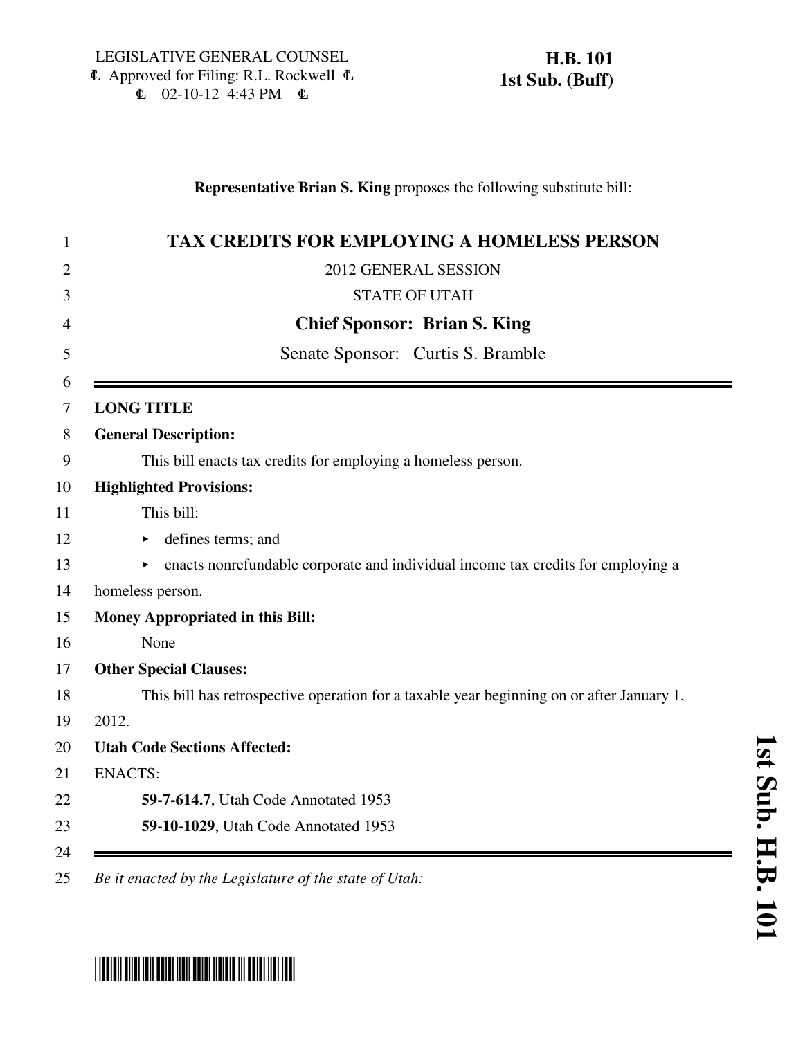LEGISLATIVE GENERAL COUNSEL
₤ Approved for Filing: R.L. Rockwell ₤
₤ 02-10-12 4:43 PM ₤

**H.B. 101**
**1st Sub. (Buff)**

**Representative Brian S. King** proposes the following substitute bill:

# TAX CREDITS FOR EMPLOYING A HOMELESS PERSON

2012 GENERAL SESSION

STATE OF UTAH

**Chief Sponsor: Brian S. King**

Senate Sponsor: Curtis S. Bramble

---

**LONG TITLE**

**General Description:**

This bill enacts tax credits for employing a homeless person.

**Highlighted Provisions:**

This bill:

- defines terms; and
- enacts nonrefundable corporate and individual income tax credits for employing a homeless person.

**Money Appropriated in this Bill:**

None

**Other Special Clauses:**

This bill has retrospective operation for a taxable year beginning on or after January 1, 2012.

**Utah Code Sections Affected:**

ENACTS:

**59-7-614.7**, Utah Code Annotated 1953

**59-10-1029**, Utah Code Annotated 1953

---

*Be it enacted by the Legislature of the state of Utah:*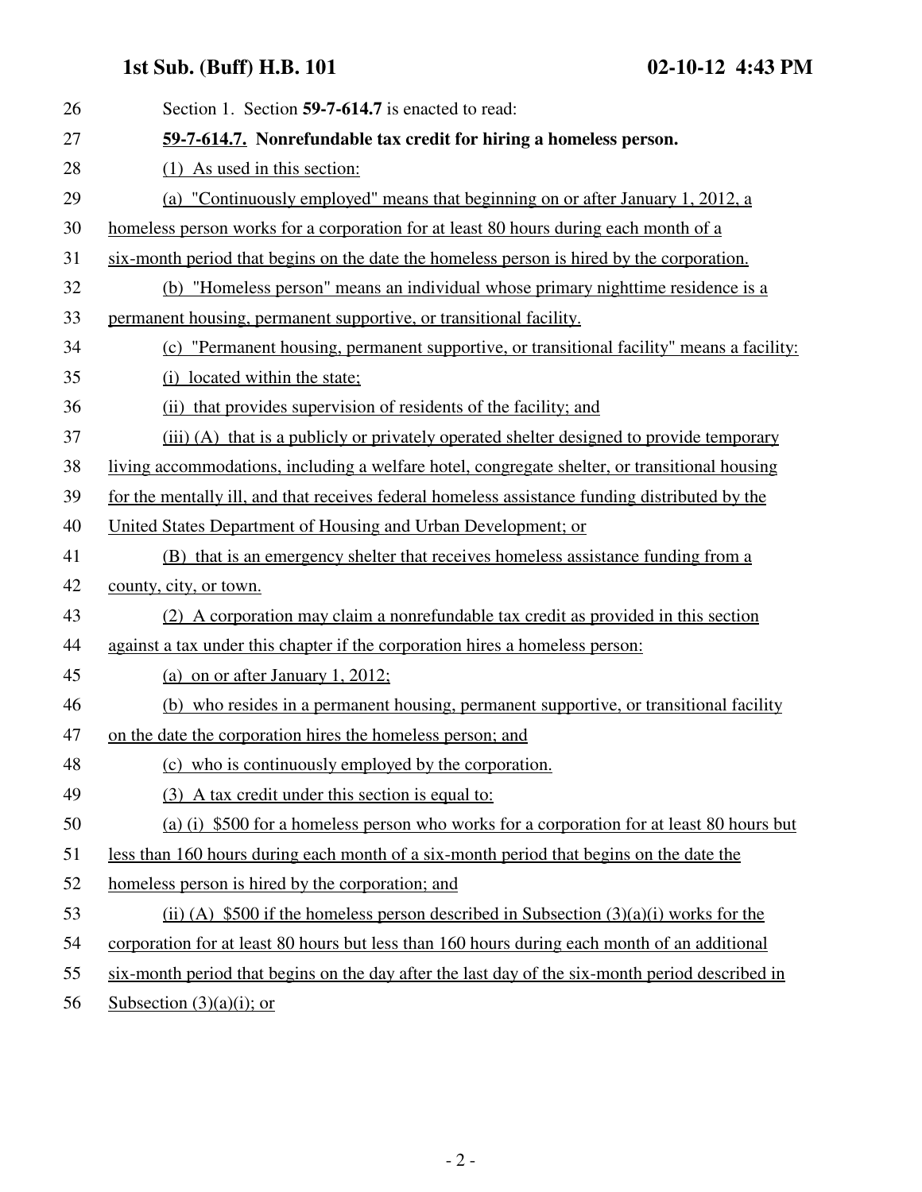Section 1. Section **59-7-614.7** is enacted to read:

**59-7-614.7. Nonrefundable tax credit for hiring a homeless person.**

(1) As used in this section:

(a) "Continuously employed" means that beginning on or after January 1, 2012, a homeless person works for a corporation for at least 80 hours during each month of a six-month period that begins on the date the homeless person is hired by the corporation.

(b) "Homeless person" means an individual whose primary nighttime residence is a permanent housing, permanent supportive, or transitional facility.

(c) "Permanent housing, permanent supportive, or transitional facility" means a facility:

(i) located within the state;

(ii) that provides supervision of residents of the facility; and

(iii) (A) that is a publicly or privately operated shelter designed to provide temporary living accommodations, including a welfare hotel, congregate shelter, or transitional housing for the mentally ill, and that receives federal homeless assistance funding distributed by the United States Department of Housing and Urban Development; or

(B) that is an emergency shelter that receives homeless assistance funding from a county, city, or town.

(2) A corporation may claim a nonrefundable tax credit as provided in this section against a tax under this chapter if the corporation hires a homeless person:

(a) on or after January 1, 2012;

(b) who resides in a permanent housing, permanent supportive, or transitional facility on the date the corporation hires the homeless person; and

(c) who is continuously employed by the corporation.

(3) A tax credit under this section is equal to:

(a) (i) $500 for a homeless person who works for a corporation for at least 80 hours but less than 160 hours during each month of a six-month period that begins on the date the homeless person is hired by the corporation; and

(ii) (A) $500 if the homeless person described in Subsection (3)(a)(i) works for the corporation for at least 80 hours but less than 160 hours during each month of an additional six-month period that begins on the day after the last day of the six-month period described in Subsection (3)(a)(i); or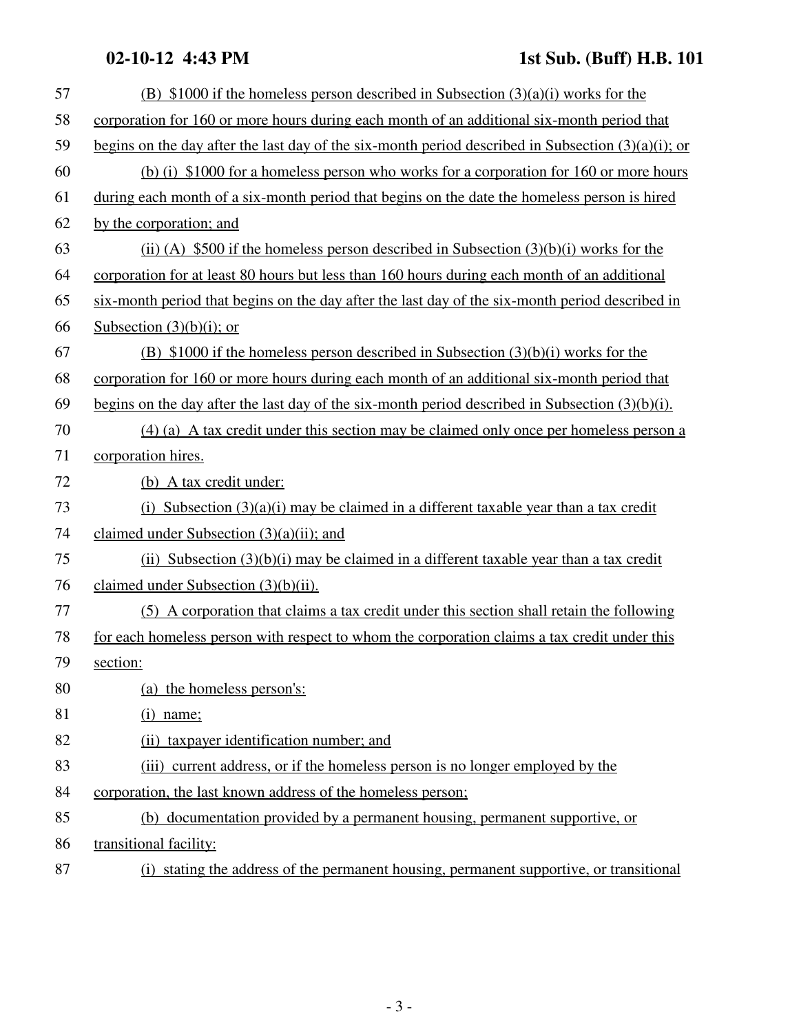(B) $1000 if the homeless person described in Subsection (3)(a)(i) works for the corporation for 160 or more hours during each month of an additional six-month period that begins on the day after the last day of the six-month period described in Subsection (3)(a)(i); or

(b) (i) $1000 for a homeless person who works for a corporation for 160 or more hours during each month of a six-month period that begins on the date the homeless person is hired by the corporation; and

(ii) (A) $500 if the homeless person described in Subsection (3)(b)(i) works for the corporation for at least 80 hours but less than 160 hours during each month of an additional six-month period that begins on the day after the last day of the six-month period described in Subsection (3)(b)(i); or

(B) $1000 if the homeless person described in Subsection (3)(b)(i) works for the corporation for 160 or more hours during each month of an additional six-month period that begins on the day after the last day of the six-month period described in Subsection (3)(b)(i).

(4) (a) A tax credit under this section may be claimed only once per homeless person a corporation hires.

(b) A tax credit under:

(i) Subsection (3)(a)(i) may be claimed in a different taxable year than a tax credit claimed under Subsection (3)(a)(ii); and

(ii) Subsection (3)(b)(i) may be claimed in a different taxable year than a tax credit claimed under Subsection (3)(b)(ii).

(5) A corporation that claims a tax credit under this section shall retain the following for each homeless person with respect to whom the corporation claims a tax credit under this section:

(a) the homeless person's:

(i) name;

(ii) taxpayer identification number; and

(iii) current address, or if the homeless person is no longer employed by the corporation, the last known address of the homeless person;

(b) documentation provided by a permanent housing, permanent supportive, or transitional facility:

(i) stating the address of the permanent housing, permanent supportive, or transitional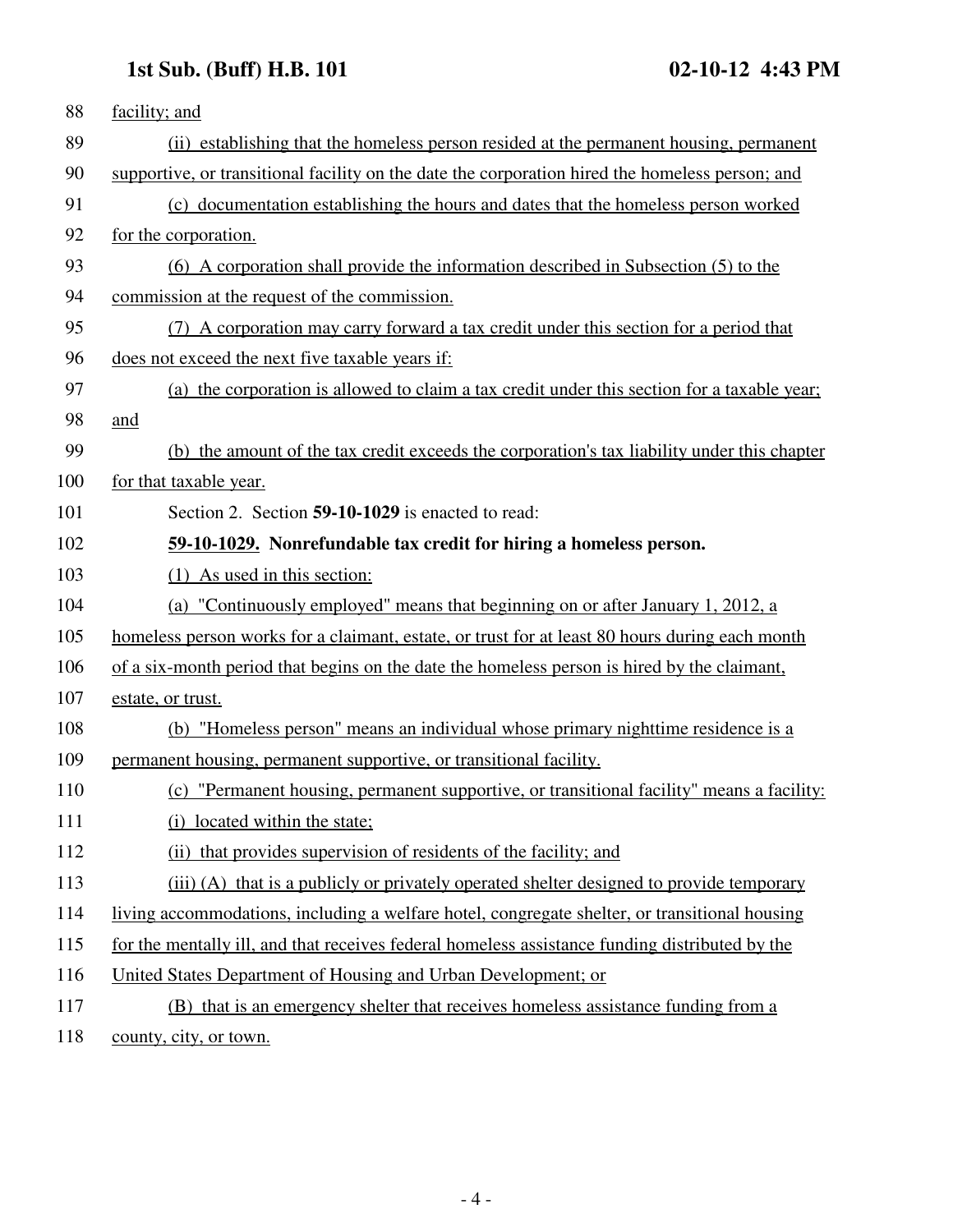facility; and

(ii) establishing that the homeless person resided at the permanent housing, permanent supportive, or transitional facility on the date the corporation hired the homeless person; and

(c) documentation establishing the hours and dates that the homeless person worked for the corporation.

(6) A corporation shall provide the information described in Subsection (5) to the commission at the request of the commission.

(7) A corporation may carry forward a tax credit under this section for a period that does not exceed the next five taxable years if:

(a) the corporation is allowed to claim a tax credit under this section for a taxable year; and

(b) the amount of the tax credit exceeds the corporation's tax liability under this chapter for that taxable year.

Section 2. Section **59-10-1029** is enacted to read:

**59-10-1029. Nonrefundable tax credit for hiring a homeless person.**

(1) As used in this section:

(a) "Continuously employed" means that beginning on or after January 1, 2012, a homeless person works for a claimant, estate, or trust for at least 80 hours during each month of a six-month period that begins on the date the homeless person is hired by the claimant, estate, or trust.

(b) "Homeless person" means an individual whose primary nighttime residence is a permanent housing, permanent supportive, or transitional facility.

(c) "Permanent housing, permanent supportive, or transitional facility" means a facility:

(i) located within the state;

(ii) that provides supervision of residents of the facility; and

(iii) (A) that is a publicly or privately operated shelter designed to provide temporary living accommodations, including a welfare hotel, congregate shelter, or transitional housing for the mentally ill, and that receives federal homeless assistance funding distributed by the United States Department of Housing and Urban Development; or

(B) that is an emergency shelter that receives homeless assistance funding from a county, city, or town.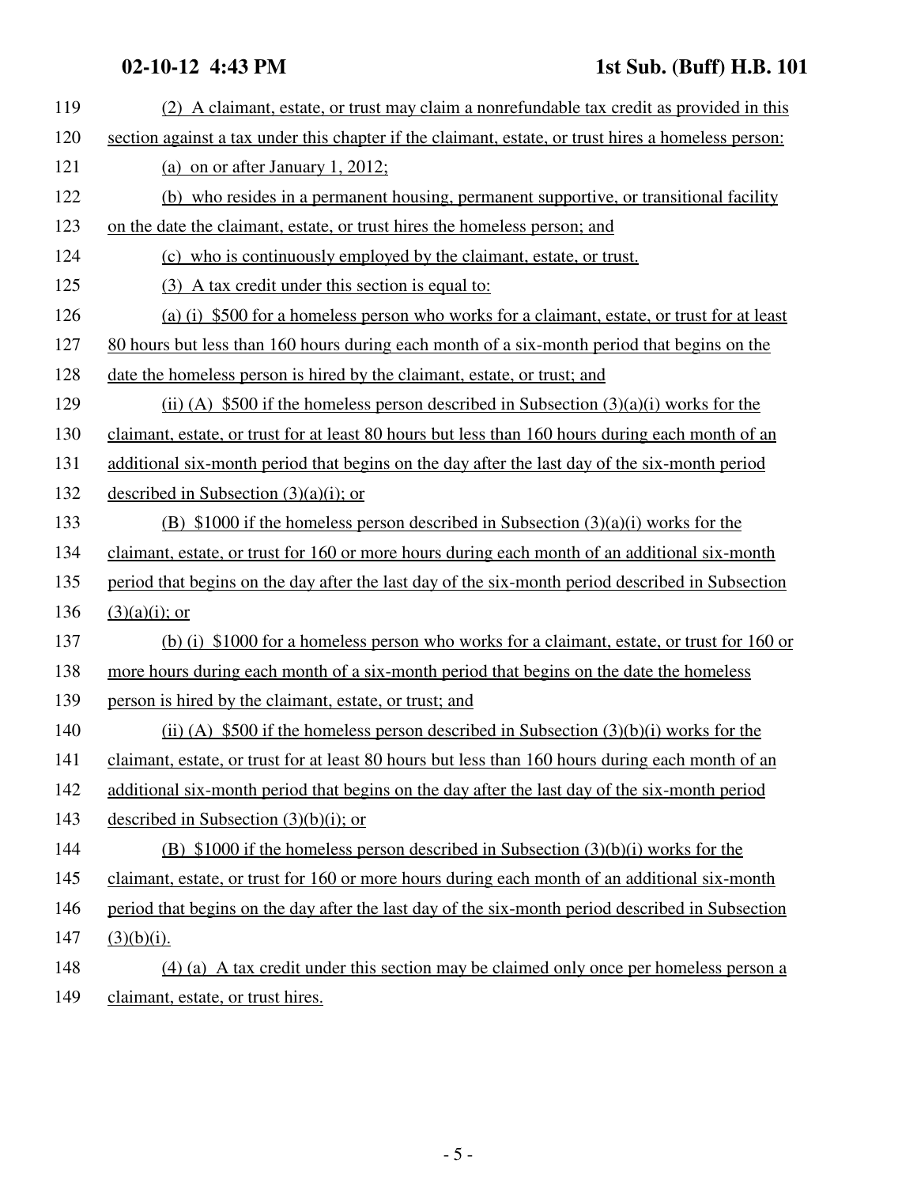(2) A claimant, estate, or trust may claim a nonrefundable tax credit as provided in this section against a tax under this chapter if the claimant, estate, or trust hires a homeless person:

(a) on or after January 1, 2012;

(b) who resides in a permanent housing, permanent supportive, or transitional facility on the date the claimant, estate, or trust hires the homeless person; and

(c) who is continuously employed by the claimant, estate, or trust.

(3) A tax credit under this section is equal to:

(a) (i) $500 for a homeless person who works for a claimant, estate, or trust for at least 80 hours but less than 160 hours during each month of a six-month period that begins on the date the homeless person is hired by the claimant, estate, or trust; and

(ii) (A) $500 if the homeless person described in Subsection (3)(a)(i) works for the claimant, estate, or trust for at least 80 hours but less than 160 hours during each month of an additional six-month period that begins on the day after the last day of the six-month period described in Subsection (3)(a)(i); or

(B) $1000 if the homeless person described in Subsection (3)(a)(i) works for the claimant, estate, or trust for 160 or more hours during each month of an additional six-month period that begins on the day after the last day of the six-month period described in Subsection (3)(a)(i); or

(b) (i) $1000 for a homeless person who works for a claimant, estate, or trust for 160 or more hours during each month of a six-month period that begins on the date the homeless person is hired by the claimant, estate, or trust; and

(ii) (A) $500 if the homeless person described in Subsection (3)(b)(i) works for the claimant, estate, or trust for at least 80 hours but less than 160 hours during each month of an additional six-month period that begins on the day after the last day of the six-month period described in Subsection (3)(b)(i); or

(B) $1000 if the homeless person described in Subsection (3)(b)(i) works for the claimant, estate, or trust for 160 or more hours during each month of an additional six-month period that begins on the day after the last day of the six-month period described in Subsection (3)(b)(i).

(4) (a) A tax credit under this section may be claimed only once per homeless person a claimant, estate, or trust hires.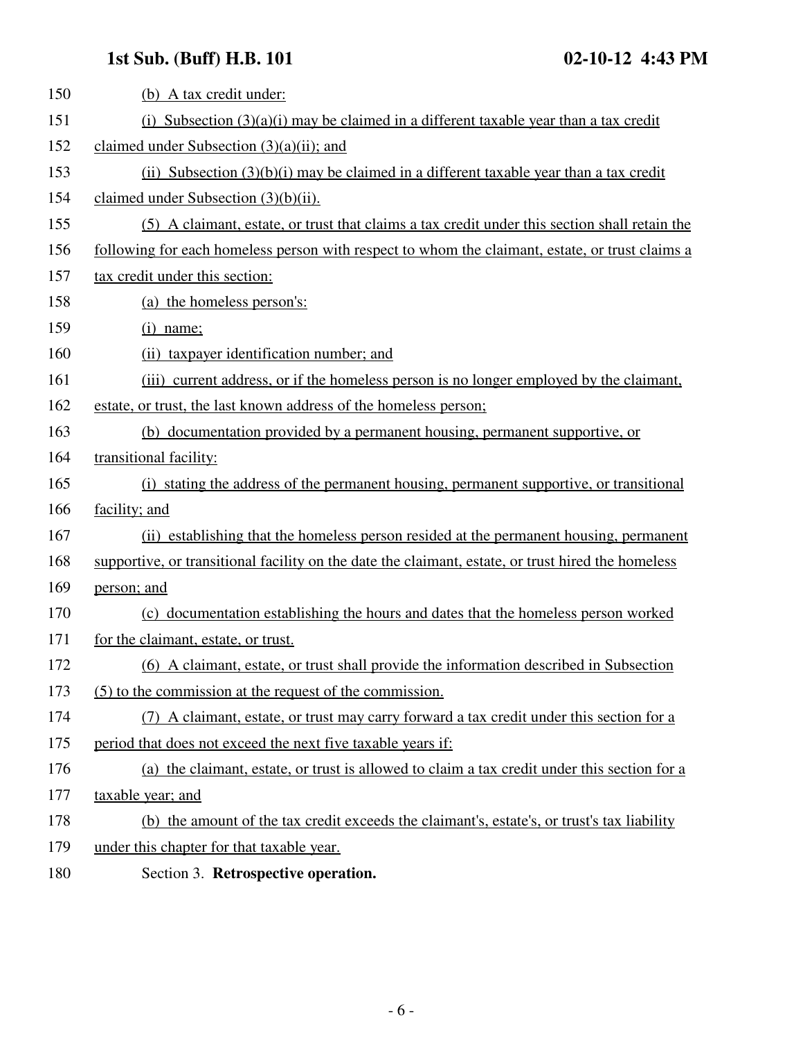(b) A tax credit under:

(i) Subsection (3)(a)(i) may be claimed in a different taxable year than a tax credit claimed under Subsection (3)(a)(ii); and

(ii) Subsection (3)(b)(i) may be claimed in a different taxable year than a tax credit claimed under Subsection (3)(b)(ii).

(5) A claimant, estate, or trust that claims a tax credit under this section shall retain the following for each homeless person with respect to whom the claimant, estate, or trust claims a tax credit under this section:

(a) the homeless person's:

(i) name;

(ii) taxpayer identification number; and

(iii) current address, or if the homeless person is no longer employed by the claimant, estate, or trust, the last known address of the homeless person;

(b) documentation provided by a permanent housing, permanent supportive, or transitional facility:

(i) stating the address of the permanent housing, permanent supportive, or transitional facility; and

(ii) establishing that the homeless person resided at the permanent housing, permanent supportive, or transitional facility on the date the claimant, estate, or trust hired the homeless person; and

(c) documentation establishing the hours and dates that the homeless person worked for the claimant, estate, or trust.

(6) A claimant, estate, or trust shall provide the information described in Subsection (5) to the commission at the request of the commission.

(7) A claimant, estate, or trust may carry forward a tax credit under this section for a period that does not exceed the next five taxable years if:

(a) the claimant, estate, or trust is allowed to claim a tax credit under this section for a taxable year; and

(b) the amount of the tax credit exceeds the claimant's, estate's, or trust's tax liability under this chapter for that taxable year.

Section 3. **Retrospective operation.**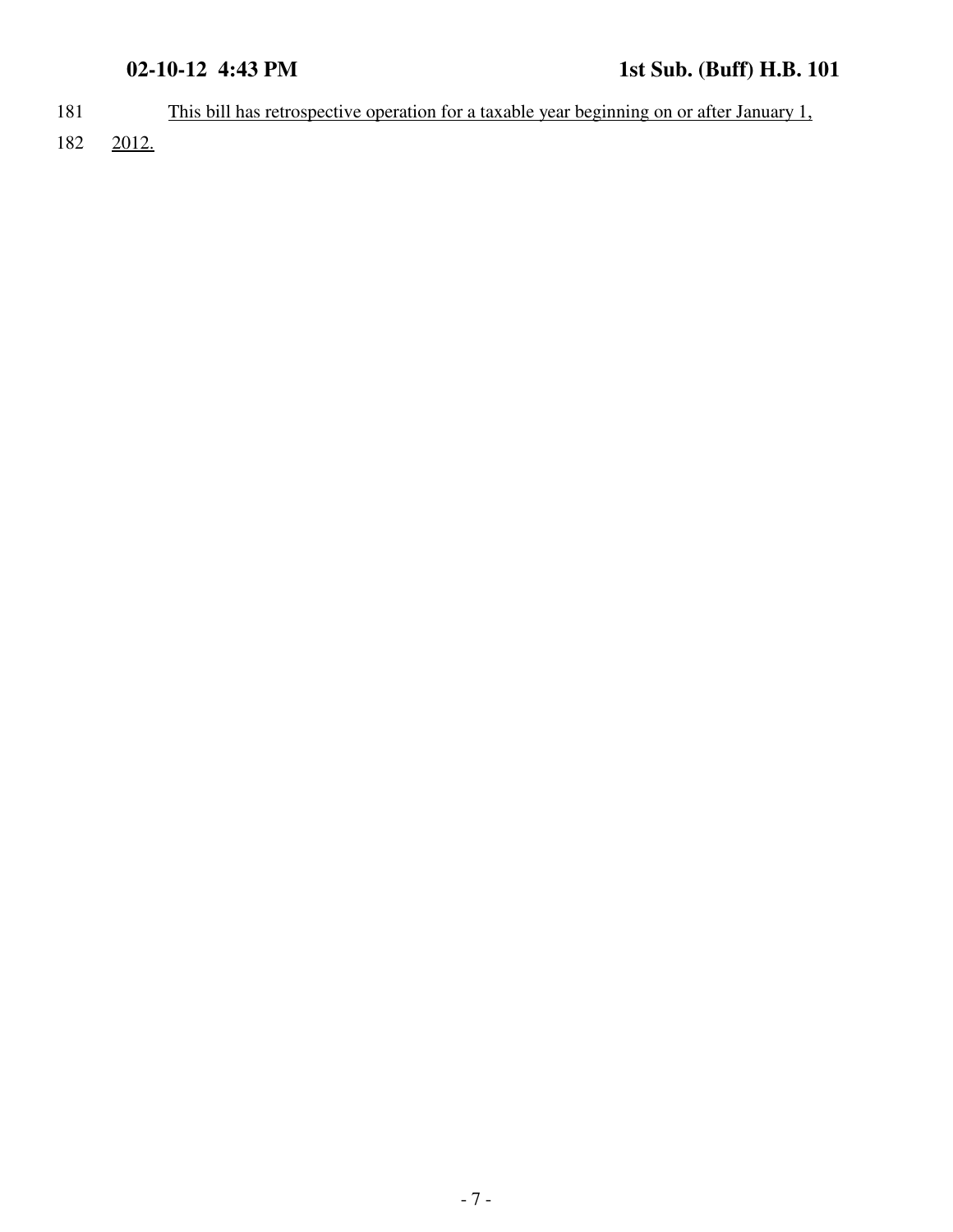181 This bill has retrospective operation for a taxable year beginning on or after January 1,
182 2012.